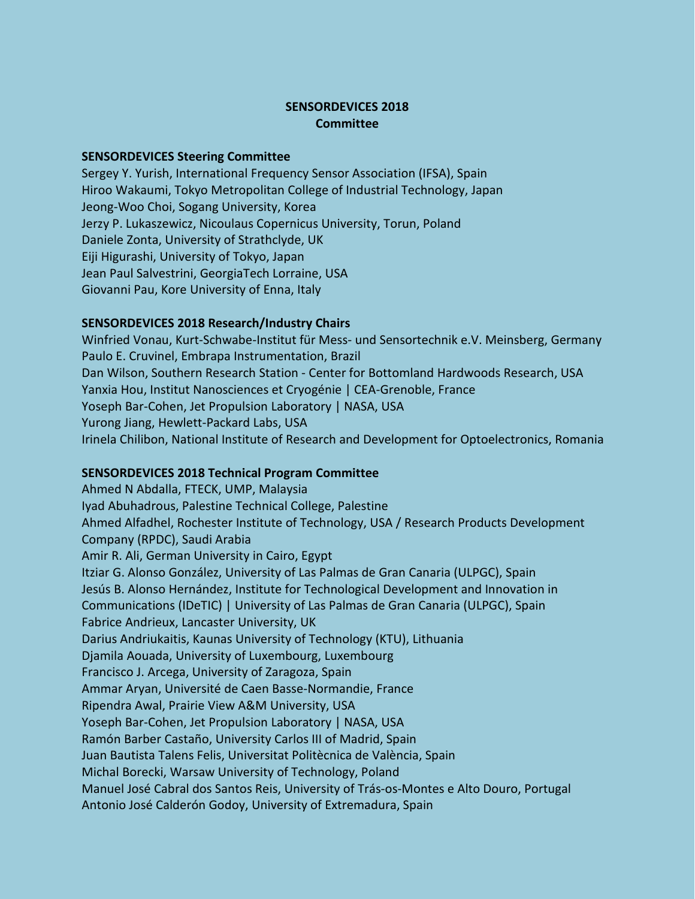# SENSORDEVICES 2018
## Committee

### SENSORDEVICES Steering Committee

Sergey Y. Yurish, International Frequency Sensor Association (IFSA), Spain
Hiroo Wakaumi, Tokyo Metropolitan College of Industrial Technology, Japan
Jeong-Woo Choi, Sogang University, Korea
Jerzy P. Lukaszewicz, Nicoulaus Copernicus University, Torun, Poland
Daniele Zonta, University of Strathclyde, UK
Eiji Higurashi, University of Tokyo, Japan
Jean Paul Salvestrini, GeorgiaTech Lorraine, USA
Giovanni Pau, Kore University of Enna, Italy

### SENSORDEVICES 2018 Research/Industry Chairs

Winfried Vonau, Kurt-Schwabe-Institut für Mess- und Sensortechnik e.V. Meinsberg, Germany
Paulo E. Cruvinel, Embrapa Instrumentation, Brazil
Dan Wilson, Southern Research Station - Center for Bottomland Hardwoods Research, USA
Yanxia Hou, Institut Nanosciences et Cryogénie | CEA-Grenoble, France
Yoseph Bar-Cohen, Jet Propulsion Laboratory | NASA, USA
Yurong Jiang, Hewlett-Packard Labs, USA
Irinela Chilibon, National Institute of Research and Development for Optoelectronics, Romania

### SENSORDEVICES 2018 Technical Program Committee

Ahmed N Abdalla, FTECK, UMP, Malaysia
Iyad Abuhadrous, Palestine Technical College, Palestine
Ahmed Alfadhel, Rochester Institute of Technology, USA / Research Products Development Company (RPDC), Saudi Arabia
Amir R. Ali, German University in Cairo, Egypt
Itziar G. Alonso González, University of Las Palmas de Gran Canaria (ULPGC), Spain
Jesús B. Alonso Hernández, Institute for Technological Development and Innovation in Communications (IDeTIC) | University of Las Palmas de Gran Canaria (ULPGC), Spain
Fabrice Andrieux, Lancaster University, UK
Darius Andriukaitis, Kaunas University of Technology (KTU), Lithuania
Djamila Aouada, University of Luxembourg, Luxembourg
Francisco J. Arcega, University of Zaragoza, Spain
Ammar Aryan, Université de Caen Basse-Normandie, France
Ripendra Awal, Prairie View A&M University, USA
Yoseph Bar-Cohen, Jet Propulsion Laboratory | NASA, USA
Ramón Barber Castaño, University Carlos III of Madrid, Spain
Juan Bautista Talens Felis, Universitat Politècnica de València, Spain
Michal Borecki, Warsaw University of Technology, Poland
Manuel José Cabral dos Santos Reis, University of Trás-os-Montes e Alto Douro, Portugal
Antonio José Calderón Godoy, University of Extremadura, Spain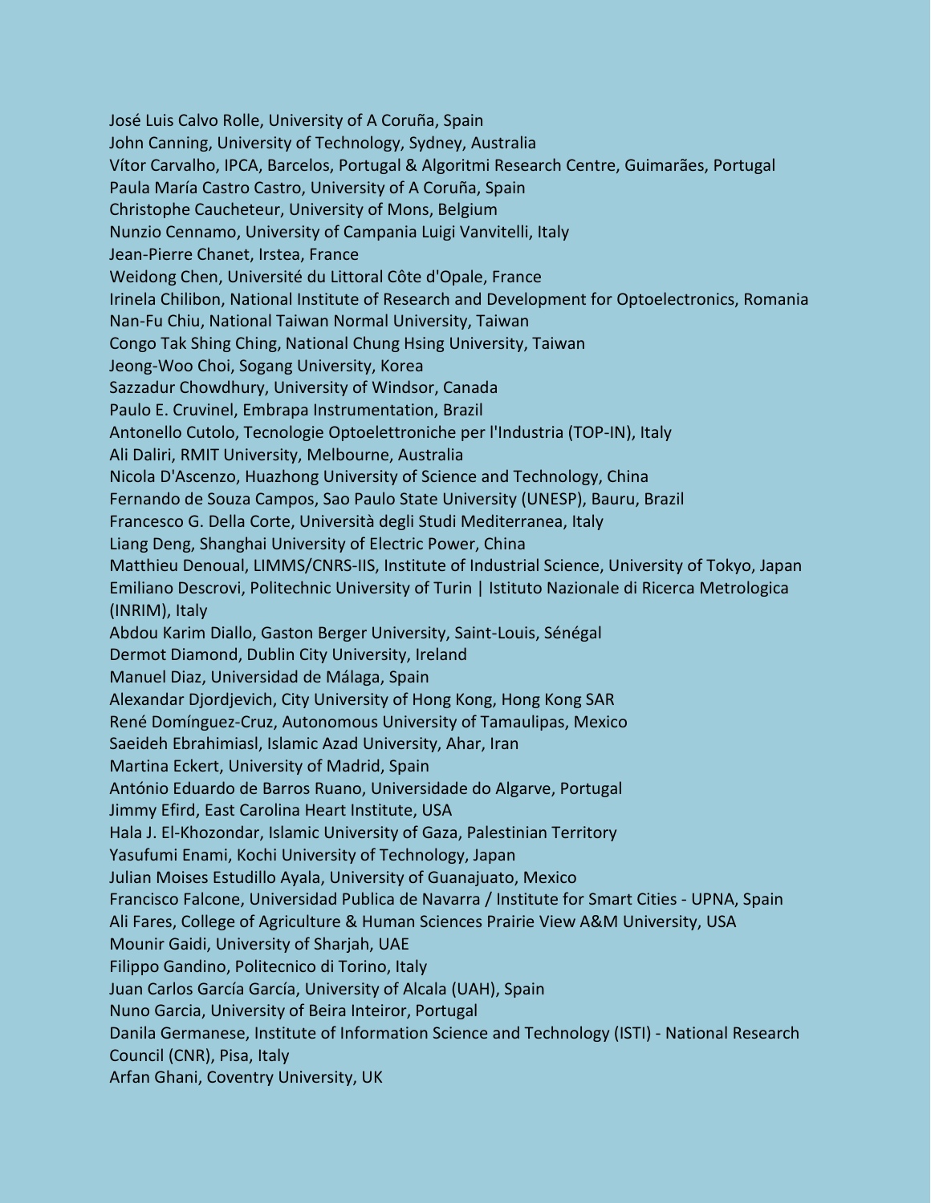José Luis Calvo Rolle, University of A Coruña, Spain
John Canning, University of Technology, Sydney, Australia
Vítor Carvalho, IPCA, Barcelos, Portugal & Algoritmi Research Centre, Guimarães, Portugal
Paula María Castro Castro, University of A Coruña, Spain
Christophe Caucheteur, University of Mons, Belgium
Nunzio Cennamo, University of Campania Luigi Vanvitelli, Italy
Jean-Pierre Chanet, Irstea, France
Weidong Chen, Université du Littoral Côte d'Opale, France
Irinela Chilibon, National Institute of Research and Development for Optoelectronics, Romania
Nan-Fu Chiu, National Taiwan Normal University, Taiwan
Congo Tak Shing Ching, National Chung Hsing University, Taiwan
Jeong-Woo Choi, Sogang University, Korea
Sazzadur Chowdhury, University of Windsor, Canada
Paulo E. Cruvinel, Embrapa Instrumentation, Brazil
Antonello Cutolo, Tecnologie Optoelettroniche per l'Industria (TOP-IN), Italy
Ali Daliri, RMIT University, Melbourne, Australia
Nicola D'Ascenzo, Huazhong University of Science and Technology, China
Fernando de Souza Campos, Sao Paulo State University (UNESP), Bauru, Brazil
Francesco G. Della Corte, Università degli Studi Mediterranea, Italy
Liang Deng, Shanghai University of Electric Power, China
Matthieu Denoual, LIMMS/CNRS-IIS, Institute of Industrial Science, University of Tokyo, Japan
Emiliano Descrovi, Politechnic University of Turin | Istituto Nazionale di Ricerca Metrologica (INRIM), Italy
Abdou Karim Diallo, Gaston Berger University, Saint-Louis, Sénégal
Dermot Diamond, Dublin City University, Ireland
Manuel Diaz, Universidad de Málaga, Spain
Alexandar Djordjevich, City University of Hong Kong, Hong Kong SAR
René Domínguez-Cruz, Autonomous University of Tamaulipas, Mexico
Saeideh Ebrahimiasl, Islamic Azad University, Ahar, Iran
Martina Eckert, University of Madrid, Spain
António Eduardo de Barros Ruano, Universidade do Algarve, Portugal
Jimmy Efird, East Carolina Heart Institute, USA
Hala J. El-Khozondar, Islamic University of Gaza, Palestinian Territory
Yasufumi Enami, Kochi University of Technology, Japan
Julian Moises Estudillo Ayala, University of Guanajuato, Mexico
Francisco Falcone, Universidad Publica de Navarra / Institute for Smart Cities - UPNA, Spain
Ali Fares, College of Agriculture & Human Sciences Prairie View A&M University, USA
Mounir Gaidi, University of Sharjah, UAE
Filippo Gandino, Politecnico di Torino, Italy
Juan Carlos García García, University of Alcala (UAH), Spain
Nuno Garcia, University of Beira Inteiror, Portugal
Danila Germanese, Institute of Information Science and Technology (ISTI) - National Research Council (CNR), Pisa, Italy
Arfan Ghani, Coventry University, UK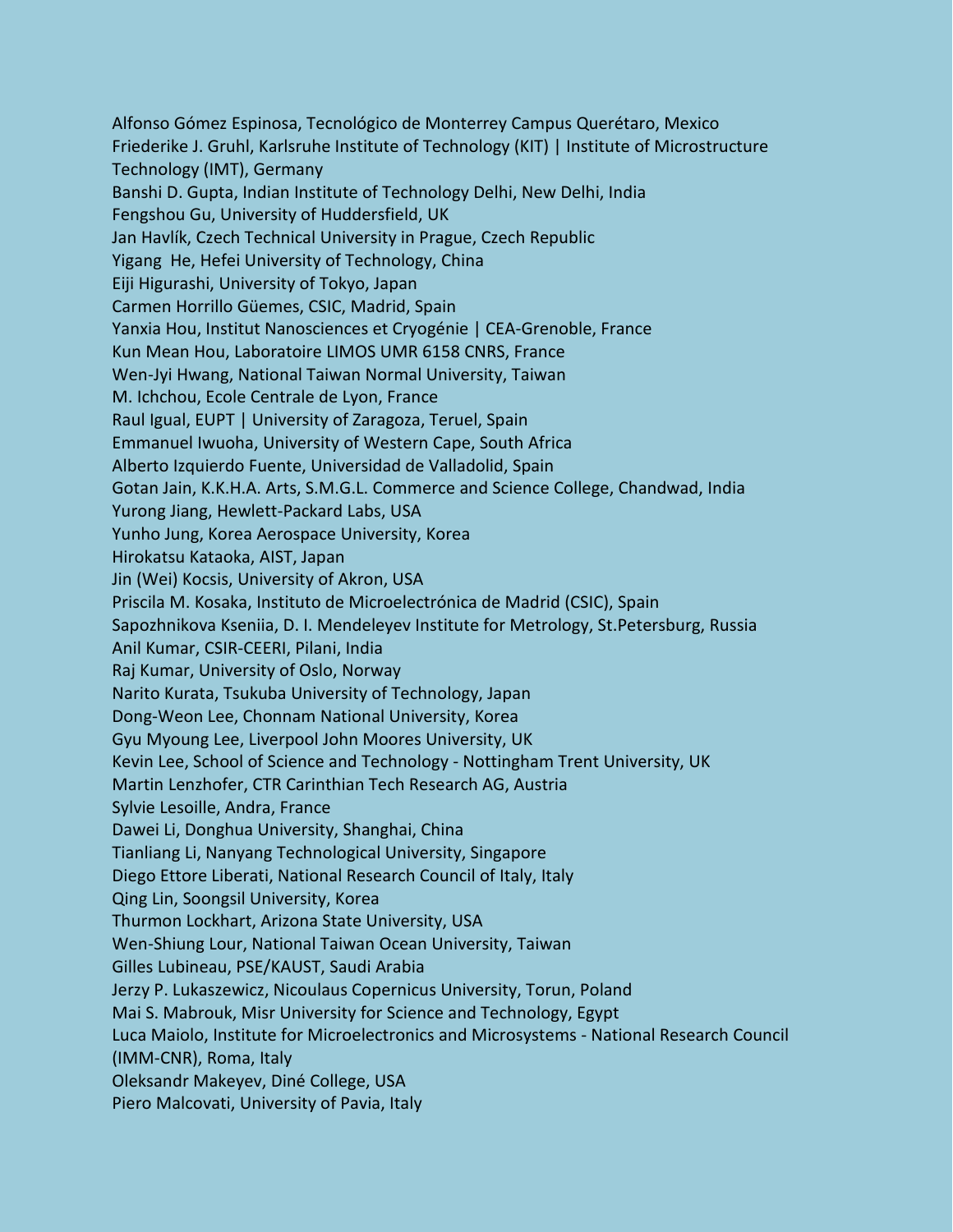Alfonso Gómez Espinosa, Tecnológico de Monterrey Campus Querétaro, Mexico
Friederike J. Gruhl, Karlsruhe Institute of Technology (KIT) | Institute of Microstructure Technology (IMT), Germany
Banshi D. Gupta, Indian Institute of Technology Delhi, New Delhi, India
Fengshou Gu, University of Huddersfield, UK
Jan Havlík, Czech Technical University in Prague, Czech Republic
Yigang  He, Hefei University of Technology, China
Eiji Higurashi, University of Tokyo, Japan
Carmen Horrillo Güemes, CSIC, Madrid, Spain
Yanxia Hou, Institut Nanosciences et Cryogénie | CEA-Grenoble, France
Kun Mean Hou, Laboratoire LIMOS UMR 6158 CNRS, France
Wen-Jyi Hwang, National Taiwan Normal University, Taiwan
M. Ichchou, Ecole Centrale de Lyon, France
Raul Igual, EUPT | University of Zaragoza, Teruel, Spain
Emmanuel Iwuoha, University of Western Cape, South Africa
Alberto Izquierdo Fuente, Universidad de Valladolid, Spain
Gotan Jain, K.K.H.A. Arts, S.M.G.L. Commerce and Science College, Chandwad, India
Yurong Jiang, Hewlett-Packard Labs, USA
Yunho Jung, Korea Aerospace University, Korea
Hirokatsu Kataoka, AIST, Japan
Jin (Wei) Kocsis, University of Akron, USA
Priscila M. Kosaka, Instituto de Microelectrónica de Madrid (CSIC), Spain
Sapozhnikova Kseniia, D. I. Mendeleyev Institute for Metrology, St.Petersburg, Russia
Anil Kumar, CSIR-CEERI, Pilani, India
Raj Kumar, University of Oslo, Norway
Narito Kurata, Tsukuba University of Technology, Japan
Dong-Weon Lee, Chonnam National University, Korea
Gyu Myoung Lee, Liverpool John Moores University, UK
Kevin Lee, School of Science and Technology - Nottingham Trent University, UK
Martin Lenzhofer, CTR Carinthian Tech Research AG, Austria
Sylvie Lesoille, Andra, France
Dawei Li, Donghua University, Shanghai, China
Tianliang Li, Nanyang Technological University, Singapore
Diego Ettore Liberati, National Research Council of Italy, Italy
Qing Lin, Soongsil University, Korea
Thurmon Lockhart, Arizona State University, USA
Wen-Shiung Lour, National Taiwan Ocean University, Taiwan
Gilles Lubineau, PSE/KAUST, Saudi Arabia
Jerzy P. Lukaszewicz, Nicoulaus Copernicus University, Torun, Poland
Mai S. Mabrouk, Misr University for Science and Technology, Egypt
Luca Maiolo, Institute for Microelectronics and Microsystems - National Research Council (IMM-CNR), Roma, Italy
Oleksandr Makeyev, Diné College, USA
Piero Malcovati, University of Pavia, Italy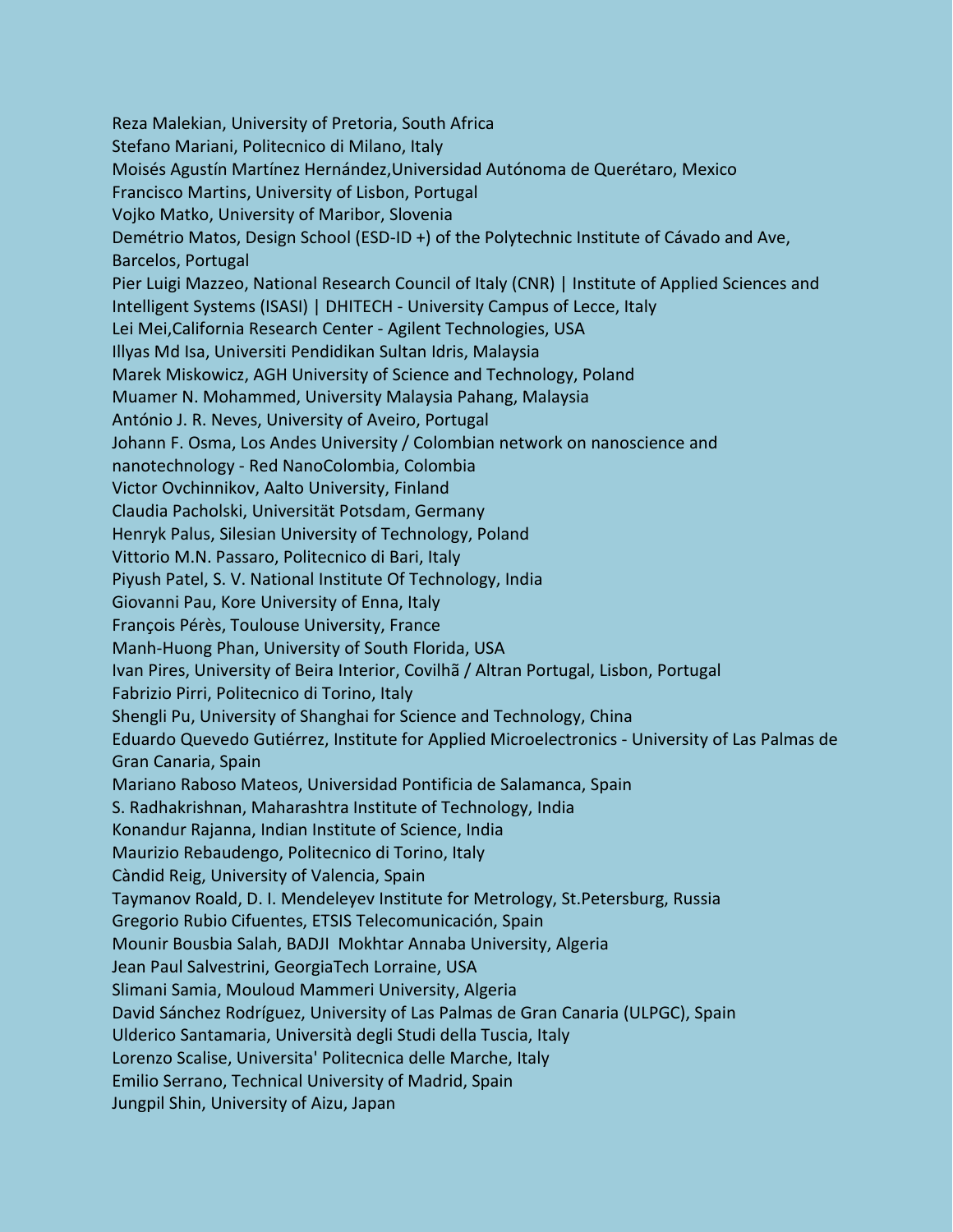Reza Malekian, University of Pretoria, South Africa
Stefano Mariani, Politecnico di Milano, Italy
Moisés Agustín Martínez Hernández,Universidad Autónoma de Querétaro, Mexico
Francisco Martins, University of Lisbon, Portugal
Vojko Matko, University of Maribor, Slovenia
Demétrio Matos, Design School (ESD-ID +) of the Polytechnic Institute of Cávado and Ave, Barcelos, Portugal
Pier Luigi Mazzeo, National Research Council of Italy (CNR) | Institute of Applied Sciences and Intelligent Systems (ISASI) | DHITECH - University Campus of Lecce, Italy
Lei Mei,California Research Center - Agilent Technologies, USA
Illyas Md Isa, Universiti Pendidikan Sultan Idris, Malaysia
Marek Miskowicz, AGH University of Science and Technology, Poland
Muamer N. Mohammed, University Malaysia Pahang, Malaysia
António J. R. Neves, University of Aveiro, Portugal
Johann F. Osma, Los Andes University / Colombian network on nanoscience and nanotechnology - Red NanoColombia, Colombia
Victor Ovchinnikov, Aalto University, Finland
Claudia Pacholski, Universität Potsdam, Germany
Henryk Palus, Silesian University of Technology, Poland
Vittorio M.N. Passaro, Politecnico di Bari, Italy
Piyush Patel, S. V. National Institute Of Technology, India
Giovanni Pau, Kore University of Enna, Italy
François Pérès, Toulouse University, France
Manh-Huong Phan, University of South Florida, USA
Ivan Pires, University of Beira Interior, Covilhã / Altran Portugal, Lisbon, Portugal
Fabrizio Pirri, Politecnico di Torino, Italy
Shengli Pu, University of Shanghai for Science and Technology, China
Eduardo Quevedo Gutiérrez, Institute for Applied Microelectronics - University of Las Palmas de Gran Canaria, Spain
Mariano Raboso Mateos, Universidad Pontificia de Salamanca, Spain
S. Radhakrishnan, Maharashtra Institute of Technology, India
Konandur Rajanna, Indian Institute of Science, India
Maurizio Rebaudengo, Politecnico di Torino, Italy
Càndid Reig, University of Valencia, Spain
Taymanov Roald, D. I. Mendeleyev Institute for Metrology, St.Petersburg, Russia
Gregorio Rubio Cifuentes, ETSIS Telecomunicación, Spain
Mounir Bousbia Salah, BADJI Mokhtar Annaba University, Algeria
Jean Paul Salvestrini, GeorgiaTech Lorraine, USA
Slimani Samia, Mouloud Mammeri University, Algeria
David Sánchez Rodríguez, University of Las Palmas de Gran Canaria (ULPGC), Spain
Ulderico Santamaria, Università degli Studi della Tuscia, Italy
Lorenzo Scalise, Universita' Politecnica delle Marche, Italy
Emilio Serrano, Technical University of Madrid, Spain
Jungpil Shin, University of Aizu, Japan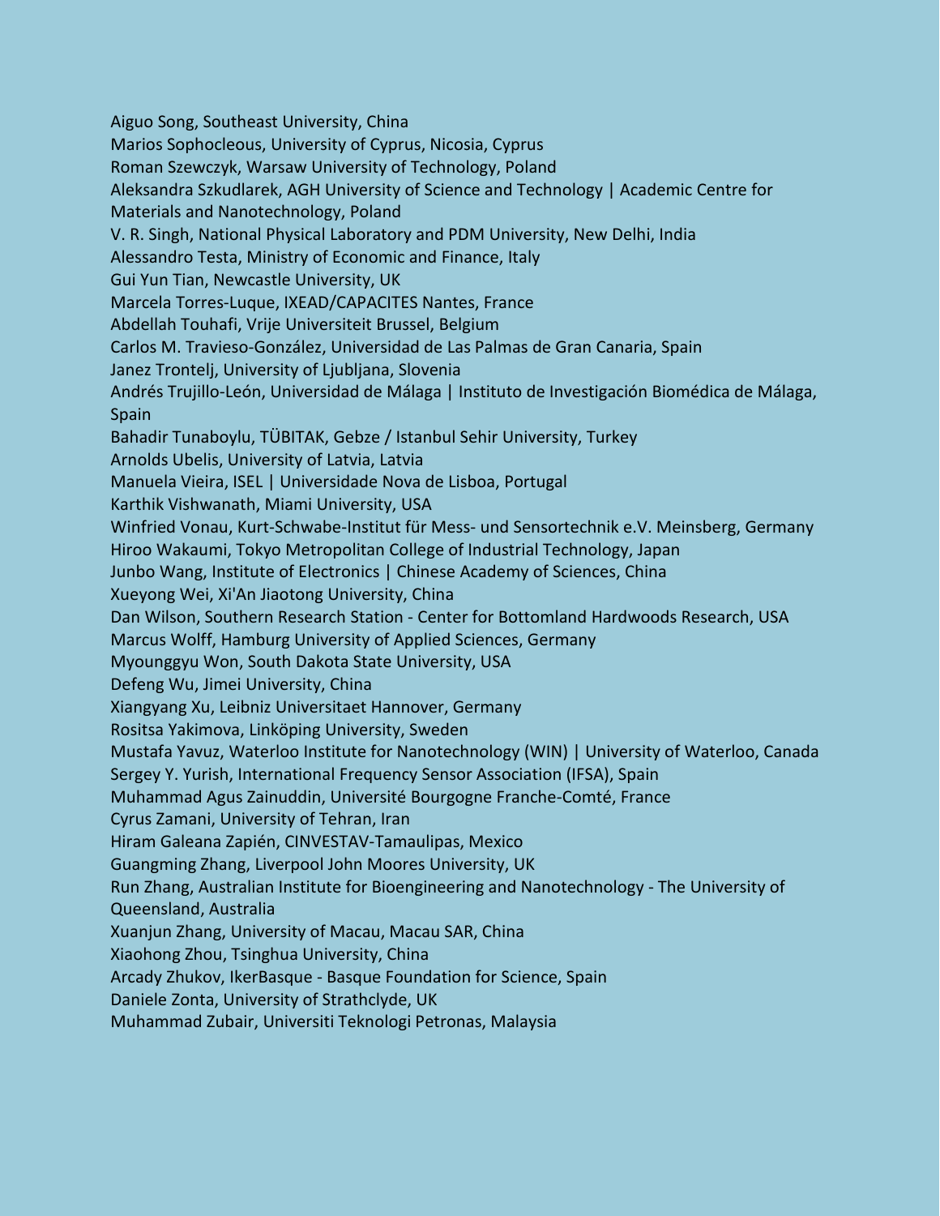Aiguo Song, Southeast University, China
Marios Sophocleous, University of Cyprus, Nicosia, Cyprus
Roman Szewczyk, Warsaw University of Technology, Poland
Aleksandra Szkudlarek, AGH University of Science and Technology | Academic Centre for Materials and Nanotechnology, Poland
V. R. Singh, National Physical Laboratory and PDM University, New Delhi, India
Alessandro Testa, Ministry of Economic and Finance, Italy
Gui Yun Tian, Newcastle University, UK
Marcela Torres-Luque, IXEAD/CAPACITES Nantes, France
Abdellah Touhafi, Vrije Universiteit Brussel, Belgium
Carlos M. Travieso-González, Universidad de Las Palmas de Gran Canaria, Spain
Janez Trontelj, University of Ljubljana, Slovenia
Andrés Trujillo-León, Universidad de Málaga | Instituto de Investigación Biomédica de Málaga, Spain
Bahadir Tunaboylu, TÜBITAK, Gebze / Istanbul Sehir University, Turkey
Arnolds Ubelis, University of Latvia, Latvia
Manuela Vieira, ISEL | Universidade Nova de Lisboa, Portugal
Karthik Vishwanath, Miami University, USA
Winfried Vonau, Kurt-Schwabe-Institut für Mess- und Sensortechnik e.V. Meinsberg, Germany
Hiroo Wakaumi, Tokyo Metropolitan College of Industrial Technology, Japan
Junbo Wang, Institute of Electronics | Chinese Academy of Sciences, China
Xueyong Wei, Xi'An Jiaotong University, China
Dan Wilson, Southern Research Station - Center for Bottomland Hardwoods Research, USA
Marcus Wolff, Hamburg University of Applied Sciences, Germany
Myounggyu Won, South Dakota State University, USA
Defeng Wu, Jimei University, China
Xiangyang Xu, Leibniz Universitaet Hannover, Germany
Rositsa Yakimova, Linköping University, Sweden
Mustafa Yavuz, Waterloo Institute for Nanotechnology (WIN) | University of Waterloo, Canada
Sergey Y. Yurish, International Frequency Sensor Association (IFSA), Spain
Muhammad Agus Zainuddin, Université Bourgogne Franche-Comté, France
Cyrus Zamani, University of Tehran, Iran
Hiram Galeana Zapién, CINVESTAV-Tamaulipas, Mexico
Guangming Zhang, Liverpool John Moores University, UK
Run Zhang, Australian Institute for Bioengineering and Nanotechnology - The University of Queensland, Australia
Xuanjun Zhang, University of Macau, Macau SAR, China
Xiaohong Zhou, Tsinghua University, China
Arcady Zhukov, IkerBasque - Basque Foundation for Science, Spain
Daniele Zonta, University of Strathclyde, UK
Muhammad Zubair, Universiti Teknologi Petronas, Malaysia